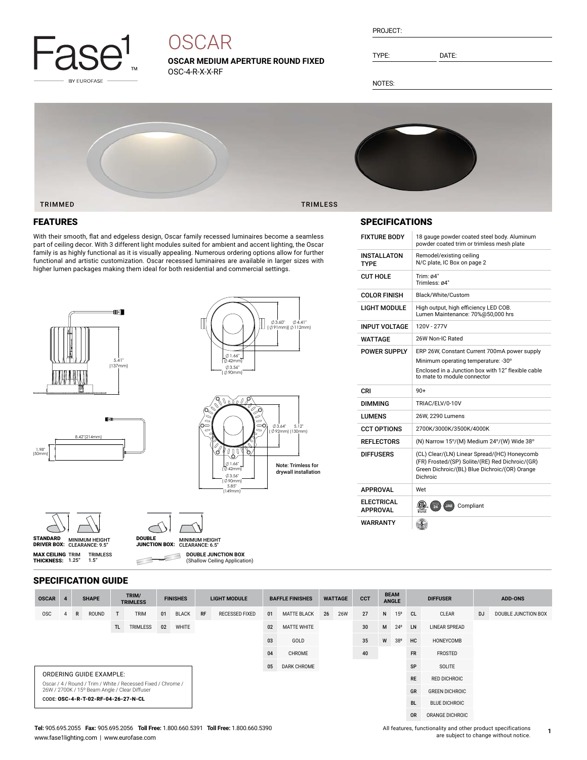Fase1™ BY EUROFASE

# OSCAR

**OSCAR MEDIUM APERTURE ROUND FIXED**
OSC-4-R-X-X-RF

PROJECT:

TYPE: DATE:

NOTES:

TRIMMED TRIMLESS

## FEATURES

With their smooth, flat and edgeless design, Oscar family recessed luminaires become a seamless part of ceiling decor. With 3 different light modules suited for ambient and accent lighting, the Oscar family is as highly functional as it is visually appealing. Numerous ordering options allow for further functional and artistic customization. Oscar recessed luminaires are available in larger sizes with higher lumen packages making them ideal for both residential and commercial settings.

5.41" (137mm)

8.42"(214mm)

1.98" (50mm)

∅3.60" (∅91mm) ∅4.41" (∅112mm)

∅1.66" (∅42mm)

∅3.56" (∅90mm)

∅3.64" (∅92mm) 5.12" (130mm)

∅1.66" (∅42mm)

∅3.56" (∅90mm)

5.85" (149mm)

Note: Trimless for drywall installation

**STANDARD DRIVER BOX:** MINIMUM HEIGHT CLEARANCE: 9.5"

**DOUBLE JUNCTION BOX:** MINIMUM HEIGHT CLEARANCE: 6.5"

**MAX CEILING THICKNESS:** TRIM 1.25" TRIMLESS 1.5"

**DOUBLE JUNCTION BOX** (Shallow Ceiling Application)

## SPECIFICATIONS

| | |
|---|---|
| FIXTURE BODY | 18 gauge powder coated steel body. Aluminum powder coated trim or trimless mesh plate |
| INSTALLATON TYPE | Remodel/existing ceiling<br>N/C plate, IC Box on page 2 |
| CUT HOLE | Trim: ø4"<br>Trimless: ø4" |
| COLOR FINISH | Black/White/Custom |
| LIGHT MODULE | High output, high efficiency LED COB.<br>Lumen Maintenance: 70%@50,000 hrs |
| INPUT VOLTAGE | 120V - 277V |
| WATTAGE | 26W Non-IC Rated |
| POWER SUPPLY | ERP 26W, Constant Current 700mA power supply<br>Minimum operating temperature: -30°<br>Enclosed in a Junction box with 12" flexible cable to mate to module connector |
| CRI | 90+ |
| DIMMING | TRIAC/ELV/0-10V |
| LUMENS | 26W, 2290 Lumens |
| CCT OPTIONS | 2700K/3000K/3500K/4000K |
| REFLECTORS | (N) Narrow 15°/(M) Medium 24°/(W) Wide 38° |
| DIFFUSERS | (CL) Clear/(LN) Linear Spread/(HC) Honeycomb (FR) Frosted/(SP) Solite/(RE) Red Dichroic/(GR) Green Dichroic/(BL) Blue Dichroic/(OR) Orange Dichroic |
| APPROVAL | Wet |
| ELECTRICAL APPROVAL | Title 24, JA8 Compliant |
| WARRANTY | 5 |

## SPECIFICATION GUIDE

| OSCAR | 4 | SHAPE | | TRIM/ TRIMLESS | | FINISHES | | LIGHT MODULE | | BAFFLE FINISHES | | WATTAGE | | CCT | BEAM ANGLE | | DIFFUSER | | ADD-ONS | |
|---|---|---|---|---|---|---|---|---|---|---|---|---|---|---|---|---|---|---|---|---|
| OSC | 4 | R | ROUND | T | TRIM | 01 | BLACK | RF | RECESSED FIXED | 01 | MATTE BLACK | 26 | 26W | 27 | N | 15º | CL | CLEAR | DJ | DOUBLE JUNCTION BOX |
| | | | | TL | TRIMLESS | 02 | WHITE | | | 02 | MATTE WHITE | | | 30 | M | 24º | LN | LINEAR SPREAD | | |
| | | | | | | | | | | 03 | GOLD | | | 35 | W | 38º | HC | HONEYCOMB | | |
| | | | | | | | | | | 04 | CHROME | | | 40 | | | FR | FROSTED | | |
| | | | | | | | | | | 05 | DARK CHROME | | | | | | SP | SOLITE | | |
| | | | | | | | | | | | | | | | | | RE | RED DICHROIC | | |
| | | | | | | | | | | | | | | | | | GR | GREEN DICHROIC | | |
| | | | | | | | | | | | | | | | | | BL | BLUE DICHROIC | | |
| | | | | | | | | | | | | | | | | | OR | ORANGE DICHROIC | | |

ORDERING GUIDE EXAMPLE:

Oscar / 4 / Round / Trim / White / Recessed Fixed / Chrome / 26W / 2700K / 15º Beam Angle / Clear Diffuser

CODE: **OSC-4-R-T-02-RF-04-26-27-N-CL**

**Tel:** 905.695.2055 **Fax:** 905.695.2056 **Toll Free:** 1.800.660.5391 **Toll Free:** 1.800.660.5390
www.fase1lighting.com | www.eurofase.com

All features, functionality and other product specifications are subject to change without notice.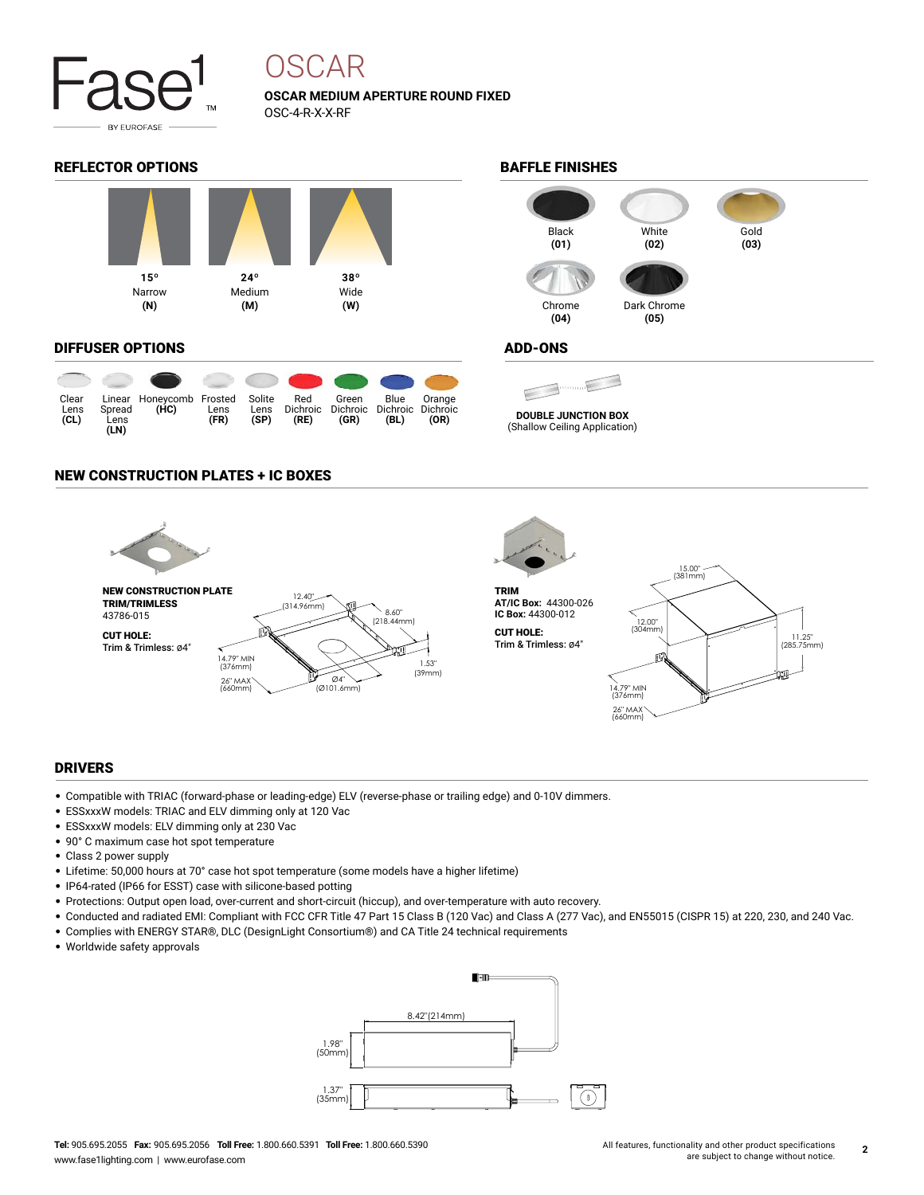# OSCAR

**OSCAR MEDIUM APERTURE ROUND FIXED**

OSC-4-R-X-X-RF

## REFLECTOR OPTIONS

| 15° | 24° | 38° |
|---|---|---|
| Narrow | Medium | Wide |
| **(N)** | **(M)** | **(W)** |

## BAFFLE FINISHES

- Black **(01)**
- White **(02)**
- Gold **(03)**
- Chrome **(04)**
- Dark Chrome **(05)**

## DIFFUSER OPTIONS

| Clear Lens | Linear Spread Lens | Honeycomb | Frosted Lens | Solite Lens | Red Dichroic | Green Dichroic | Blue Dichroic | Orange Dichroic |
|---|---|---|---|---|---|---|---|---|
| **(CL)** | **(LN)** | **(HC)** | **(FR)** | **(SP)** | **(RE)** | **(GR)** | **(BL)** | **(OR)** |

## ADD-ONS

**DOUBLE JUNCTION BOX**
(Shallow Ceiling Application)

## NEW CONSTRUCTION PLATES + IC BOXES

**NEW CONSTRUCTION PLATE**
**TRIM/TRIMLESS**
43786-015

**CUT HOLE:**
Trim & Trimless: ø4"

12.40" (314.96mm)
8.60" (218.44mm)
1.53" (39mm)
Ø4" (Ø101.6mm)
14.79" MIN (376mm)
26" MAX (660mm)

**TRIM**
**AT/IC Box:** 44300-026
**IC Box:** 44300-012

**CUT HOLE:**
Trim & Trimless: ø4"

15.00" (381mm)
12.00" (304mm)
11.25" (285.75mm)
14.79" MIN (376mm)
26" MAX (660mm)

## DRIVERS

- Compatible with TRIAC (forward-phase or leading-edge) ELV (reverse-phase or trailing edge) and 0-10V dimmers.
- ESSxxxW models: TRIAC and ELV dimming only at 120 Vac
- ESSxxxW models: ELV dimming only at 230 Vac
- 90° C maximum case hot spot temperature
- Class 2 power supply
- Lifetime: 50,000 hours at 70° case hot spot temperature (some models have a higher lifetime)
- IP64-rated (IP66 for ESST) case with silicone-based potting
- Protections: Output open load, over-current and short-circuit (hiccup), and over-temperature with auto recovery.
- Conducted and radiated EMI: Compliant with FCC CFR Title 47 Part 15 Class B (120 Vac) and Class A (277 Vac), and EN55015 (CISPR 15) at 220, 230, and 240 Vac.
- Complies with ENERGY STAR®, DLC (DesignLight Consortium®) and CA Title 24 technical requirements
- Worldwide safety approvals

8.42"(214mm)
1.98" (50mm)
1.37" (35mm)

**Tel:** 905.695.2055 **Fax:** 905.695.2056 **Toll Free:** 1.800.660.5391 **Toll Free:** 1.800.660.5390
www.fase1lighting.com | www.eurofase.com

All features, functionality and other product specifications are subject to change without notice.